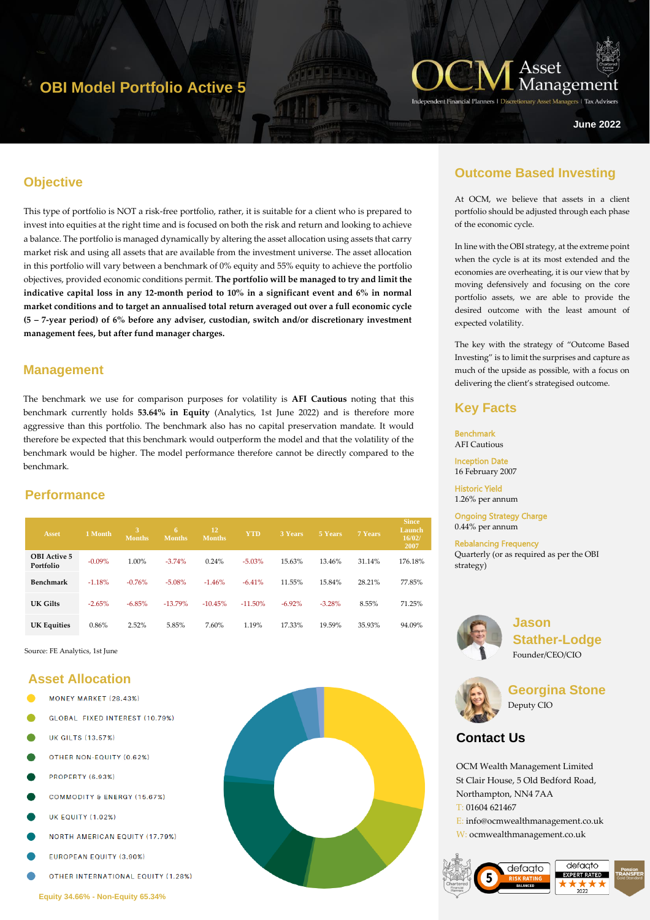# OBI Model Portfolio Active 5

OCM Asset Management

Independent Financial Planners | Discretionary Asset Managers | Tax Advisers

June 2022

## Objective

This type of portfolio is NOT a risk-free portfolio, rather, it is suitable for a client who is prepared to invest into equities at the right time and is focused on both the risk and return and looking to achieve a balance. The portfolio is managed dynamically by altering the asset allocation using assets that carry market risk and using all assets that are available from the investment universe. The asset allocation in this portfolio will vary between a benchmark of 0% equity and 55% equity to achieve the portfolio objectives, provided economic conditions permit. **The portfolio will be managed to try and limit the indicative capital loss in any 12-month period to 10% in a significant event and 6% in normal market conditions and to target an annualised total return averaged out over a full economic cycle (5 – 7-year period) of 6% before any adviser, custodian, switch and/or discretionary investment management fees, but after fund manager charges.**

## Management

The benchmark we use for comparison purposes for volatility is **AFI Cautious** noting that this benchmark currently holds **53.64% in Equity** (Analytics, 1st June 2022) and is therefore more aggressive than this portfolio. The benchmark also has no capital preservation mandate. It would therefore be expected that this benchmark would outperform the model and that the volatility of the benchmark would be higher. The model performance therefore cannot be directly compared to the benchmark.

## Performance

| Asset | 1 Month | 3 Months | 6 Months | 12 Months | YTD | 3 Years | 5 Years | 7 Years | Since Launch 16/02/2007 |
|---|---|---|---|---|---|---|---|---|---|
| OBI Active 5 Portfolio | -0.09% | 1.00% | -3.74% | 0.24% | -5.03% | 15.63% | 13.46% | 31.14% | 176.18% |
| Benchmark | -1.18% | -0.76% | -5.08% | -1.46% | -6.41% | 11.55% | 15.84% | 28.21% | 77.85% |
| UK Gilts | -2.65% | -6.85% | -13.79% | -10.45% | -11.50% | -6.92% | -3.28% | 8.55% | 71.25% |
| UK Equities | 0.86% | 2.52% | 5.85% | 7.60% | 1.19% | 17.33% | 19.59% | 35.93% | 94.09% |

Source: FE Analytics, 1st June

## Asset Allocation

- MONEY MARKET (28.43%)
- GLOBAL FIXED INTEREST (10.79%)
- UK GILTS (13.57%)
- OTHER NON-EQUITY (0.62%)
- PROPERTY (6.93%)
- COMMODITY & ENERGY (15.67%)
- UK EQUITY (1.02%)
- NORTH AMERICAN EQUITY (17.79%)
- EUROPEAN EQUITY (3.90%)
- OTHER INTERNATIONAL EQUITY (1.28%)

Equity 34.66% - Non-Equity 65.34%

## Outcome Based Investing

At OCM, we believe that assets in a client portfolio should be adjusted through each phase of the economic cycle.

In line with the OBI strategy, at the extreme point when the cycle is at its most extended and the economies are overheating, it is our view that by moving defensively and focusing on the core portfolio assets, we are able to provide the desired outcome with the least amount of expected volatility.

The key with the strategy of "Outcome Based Investing" is to limit the surprises and capture as much of the upside as possible, with a focus on delivering the client's strategised outcome.

## Key Facts

**Benchmark**
AFI Cautious

**Inception Date**
16 February 2007

**Historic Yield**
1.26% per annum

**Ongoing Strategy Charge**
0.44% per annum

**Rebalancing Frequency**
Quarterly (or as required as per the OBI strategy)

**Jason Stather-Lodge**
Founder/CEO/CIO

**Georgina Stone**
Deputy CIO

## Contact Us

OCM Wealth Management Limited
St Clair House, 5 Old Bedford Road,
Northampton, NN4 7AA
T: 01604 621467
E: info@ocmwealthmanagement.co.uk
W: ocmwealthmanagement.co.uk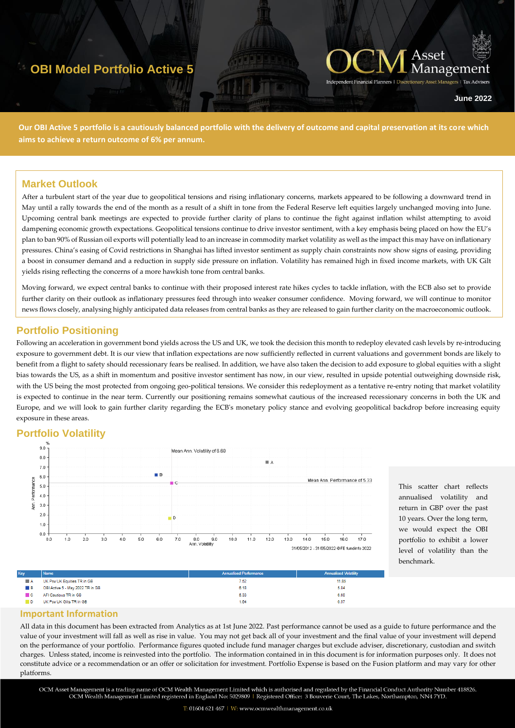# OBI Model Portfolio Active 5

OCM Asset Management

Independent Financial Planners | Discretionary Asset Managers | Tax Advisers

June 2022

**Our OBI Active 5 portfolio is a cautiously balanced portfolio with the delivery of outcome and capital preservation at its core which aims to achieve a return outcome of 6% per annum.**

## Market Outlook

After a turbulent start of the year due to geopolitical tensions and rising inflationary concerns, markets appeared to be following a downward trend in May until a rally towards the end of the month as a result of a shift in tone from the Federal Reserve left equities largely unchanged moving into June. Upcoming central bank meetings are expected to provide further clarity of plans to continue the fight against inflation whilst attempting to avoid dampening economic growth expectations. Geopolitical tensions continue to drive investor sentiment, with a key emphasis being placed on how the EU's plan to ban 90% of Russian oil exports will potentially lead to an increase in commodity market volatility as well as the impact this may have on inflationary pressures. China's easing of Covid restrictions in Shanghai has lifted investor sentiment as supply chain constraints now show signs of easing, providing a boost in consumer demand and a reduction in supply side pressure on inflation. Volatility has remained high in fixed income markets, with UK Gilt yields rising reflecting the concerns of a more hawkish tone from central banks.

Moving forward, we expect central banks to continue with their proposed interest rate hikes cycles to tackle inflation, with the ECB also set to provide further clarity on their outlook as inflationary pressures feed through into weaker consumer confidence. Moving forward, we will continue to monitor news flows closely, analysing highly anticipated data releases from central banks as they are released to gain further clarity on the macroeconomic outlook.

## Portfolio Positioning

Following an acceleration in government bond yields across the US and UK, we took the decision this month to redeploy elevated cash levels by re-introducing exposure to government debt. It is our view that inflation expectations are now sufficiently reflected in current valuations and government bonds are likely to benefit from a flight to safety should recessionary fears be realised. In addition, we have also taken the decision to add exposure to global equities with a slight bias towards the US, as a shift in momentum and positive investor sentiment has now, in our view, resulted in upside potential outweighing downside risk, with the US being the most protected from ongoing geo-political tensions. We consider this redeployment as a tentative re-entry noting that market volatility is expected to continue in the near term. Currently our positioning remains somewhat cautious of the increased recessionary concerns in both the UK and Europe, and we will look to gain further clarity regarding the ECB's monetary policy stance and evolving geopolitical backdrop before increasing equity exposure in these areas.

## Portfolio Volatility

Mean Ann. Volatility of 6.69

Mean Ann. Performance of 5.33

Ann. Performance (%)

Ann. Volatility

31/05/2012 - 31/05/2022 ©FE fundinfo 2022

This scatter chart reflects annualised volatility and return in GBP over the past 10 years. Over the long term, we would expect the OBI portfolio to exhibit a lower level of volatility than the benchmark.

| Key | Name | Annualised Performance | Annualised Volatility |
|---|---|---|---|
| A | UK Psv UK Equities TR in GB | 7.52 | 11.85 |
| B | OBI Active 5 - May 2022 TR in GB | 6.18 | 5.84 |
| C | AFI Cautious TR in GB | 5.33 | 6.68 |
| D | UK Psv UK Gilts TR in GB | 1.64 | 6.57 |

## Important Information

All data in this document has been extracted from Analytics as at 1st June 2022. Past performance cannot be used as a guide to future performance and the value of your investment will fall as well as rise in value. You may not get back all of your investment and the final value of your investment will depend on the performance of your portfolio. Performance figures quoted include fund manager charges but exclude adviser, discretionary, custodian and switch charges. Unless stated, income is reinvested into the portfolio. The information contained in in this document is for information purposes only. It does not constitute advice or a recommendation or an offer or solicitation for investment. Portfolio Expense is based on the Fusion platform and may vary for other platforms.

OCM Asset Management is a trading name of OCM Wealth Management Limited which is authorised and regulated by the Financial Conduct Authority Number 418826. OCM Wealth Management Limited registered in England No: 5029809 | Registered Office: 3 Bouverie Court, The Lakes, Northampton, NN4 7YD.

T: 01604 621 467 | W: www.ocmwealthmanagement.co.uk